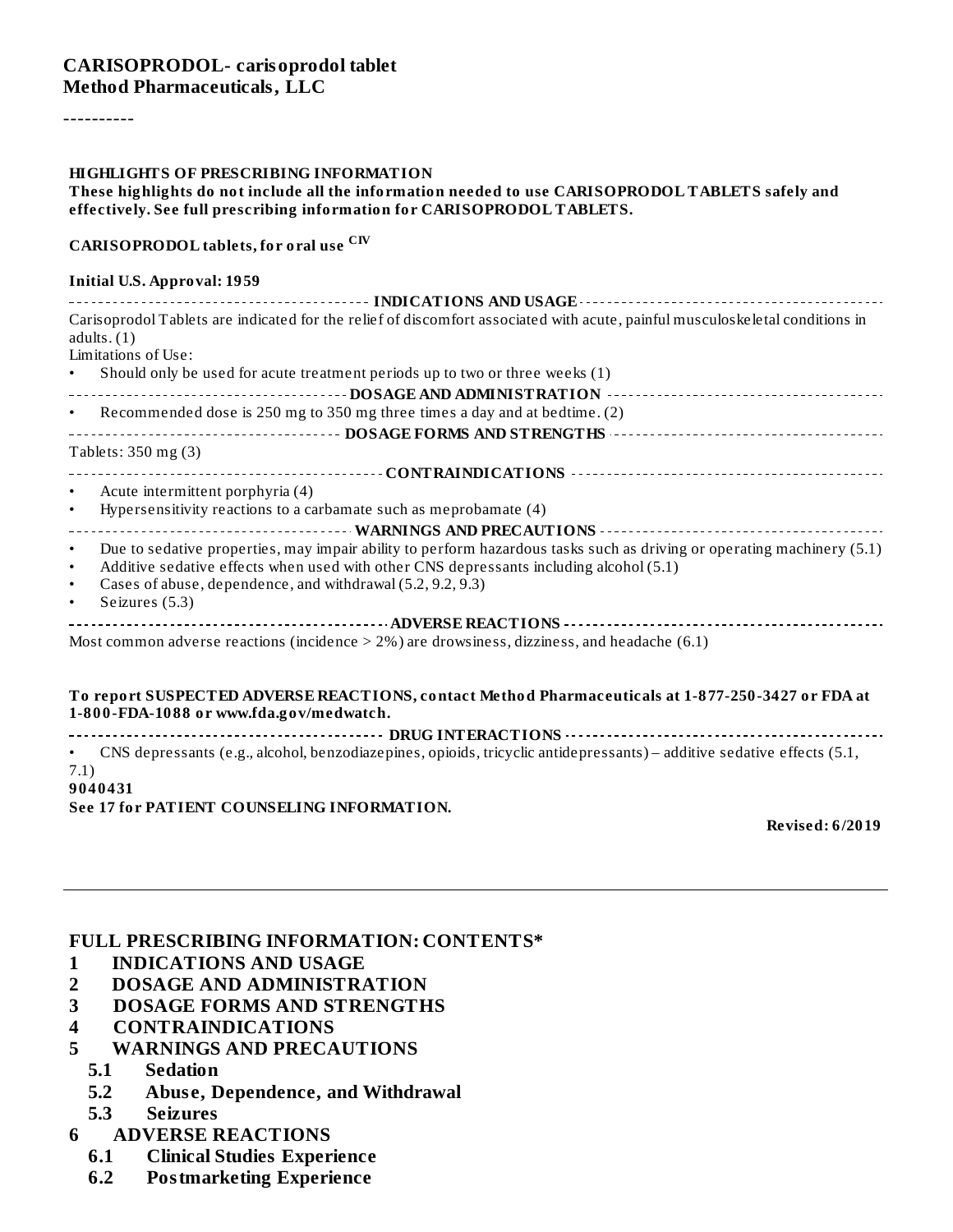**CARISOPRODOL- carisoprodol tablet**
**Method Pharmaceuticals, LLC**

----------

**HIGHLIGHTS OF PRESCRIBING INFORMATION**
**These highlights do not include all the information needed to use CARISOPRODOL TABLETS safely and effectively. See full prescribing information for CARISOPRODOL TABLETS.**

**CARISOPRODOL tablets, for oral use** **CIV**

**Initial U.S. Approval: 1959**

**INDICATIONS AND USAGE**

Carisoprodol Tablets are indicated for the relief of discomfort associated with acute, painful musculoskeletal conditions in adults. (1)

Limitations of Use:

- Should only be used for acute treatment periods up to two or three weeks (1)

**DOSAGE AND ADMINISTRATION**

- Recommended dose is 250 mg to 350 mg three times a day and at bedtime. (2)

**DOSAGE FORMS AND STRENGTHS**

Tablets: 350 mg (3)

**CONTRAINDICATIONS**

- Acute intermittent porphyria (4)
- Hypersensitivity reactions to a carbamate such as meprobamate (4)

**WARNINGS AND PRECAUTIONS**

- Due to sedative properties, may impair ability to perform hazardous tasks such as driving or operating machinery (5.1)
- Additive sedative effects when used with other CNS depressants including alcohol (5.1)
- Cases of abuse, dependence, and withdrawal (5.2, 9.2, 9.3)
- Seizures (5.3)

**ADVERSE REACTIONS**

Most common adverse reactions (incidence > 2%) are drowsiness, dizziness, and headache (6.1)

**To report SUSPECTED ADVERSE REACTIONS, contact Method Pharmaceuticals at 1-877-250-3427 or FDA at 1-800-FDA-1088 or www.fda.gov/medwatch.**

**DRUG INTERACTIONS**

- CNS depressants (e.g., alcohol, benzodiazepines, opioids, tricyclic antidepressants) – additive sedative effects (5.1, 7.1)

**9040431**

**See 17 for PATIENT COUNSELING INFORMATION.**

**Revised: 6/2019**

---

## FULL PRESCRIBING INFORMATION: CONTENTS*

**1 INDICATIONS AND USAGE**
**2 DOSAGE AND ADMINISTRATION**
**3 DOSAGE FORMS AND STRENGTHS**
**4 CONTRAINDICATIONS**
**5 WARNINGS AND PRECAUTIONS**
- **5.1 Sedation**
- **5.2 Abuse, Dependence, and Withdrawal**
- **5.3 Seizures**

**6 ADVERSE REACTIONS**
- **6.1 Clinical Studies Experience**
- **6.2 Postmarketing Experience**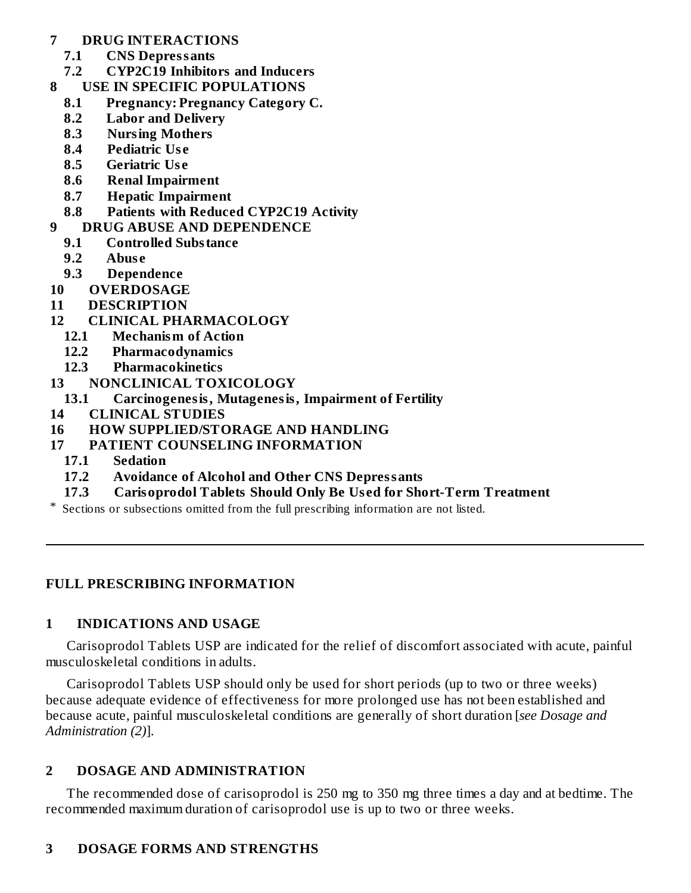**7 DRUG INTERACTIONS**

**7.1 CNS Depressants**

**7.2 CYP2C19 Inhibitors and Inducers**

**8 USE IN SPECIFIC POPULATIONS**

**8.1 Pregnancy: Pregnancy Category C.**

**8.2 Labor and Delivery**

**8.3 Nursing Mothers**

**8.4 Pediatric Use**

**8.5 Geriatric Use**

**8.6 Renal Impairment**

**8.7 Hepatic Impairment**

**8.8 Patients with Reduced CYP2C19 Activity**

**9 DRUG ABUSE AND DEPENDENCE**

**9.1 Controlled Substance**

**9.2 Abuse**

**9.3 Dependence**

**10 OVERDOSAGE**

**11 DESCRIPTION**

**12 CLINICAL PHARMACOLOGY**

**12.1 Mechanism of Action**

**12.2 Pharmacodynamics**

**12.3 Pharmacokinetics**

**13 NONCLINICAL TOXICOLOGY**

**13.1 Carcinogenesis, Mutagenesis, Impairment of Fertility**

**14 CLINICAL STUDIES**

**16 HOW SUPPLIED/STORAGE AND HANDLING**

**17 PATIENT COUNSELING INFORMATION**

**17.1 Sedation**

**17.2 Avoidance of Alcohol and Other CNS Depressants**

**17.3 Carisoprodol Tablets Should Only Be Used for Short-Term Treatment**

* Sections or subsections omitted from the full prescribing information are not listed.

---

## FULL PRESCRIBING INFORMATION

### 1 INDICATIONS AND USAGE

Carisoprodol Tablets USP are indicated for the relief of discomfort associated with acute, painful musculoskeletal conditions in adults.

Carisoprodol Tablets USP should only be used for short periods (up to two or three weeks) because adequate evidence of effectiveness for more prolonged use has not been established and because acute, painful musculoskeletal conditions are generally of short duration [*see Dosage and Administration (2)*].

### 2 DOSAGE AND ADMINISTRATION

The recommended dose of carisoprodol is 250 mg to 350 mg three times a day and at bedtime. The recommended maximum duration of carisoprodol use is up to two or three weeks.

### 3 DOSAGE FORMS AND STRENGTHS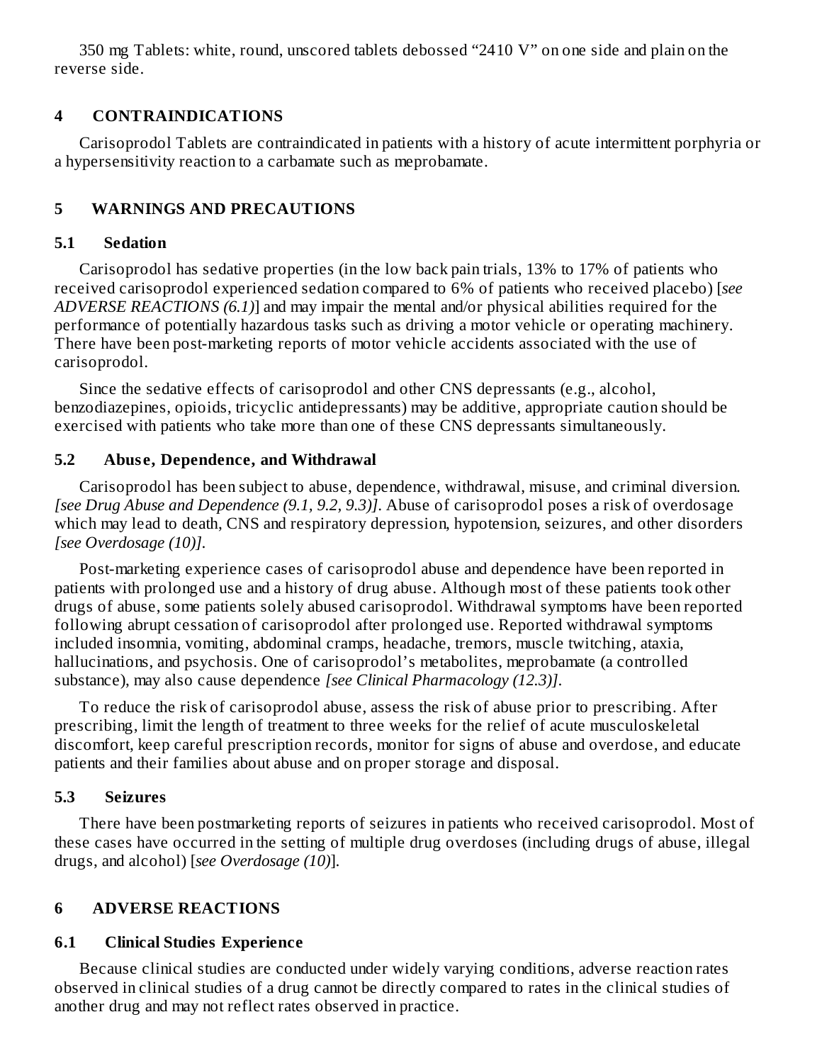350 mg Tablets: white, round, unscored tablets debossed "2410 V" on one side and plain on the reverse side.

## 4 CONTRAINDICATIONS

Carisoprodol Tablets are contraindicated in patients with a history of acute intermittent porphyria or a hypersensitivity reaction to a carbamate such as meprobamate.

## 5 WARNINGS AND PRECAUTIONS

### 5.1 Sedation

Carisoprodol has sedative properties (in the low back pain trials, 13% to 17% of patients who received carisoprodol experienced sedation compared to 6% of patients who received placebo) [*see ADVERSE REACTIONS (6.1)*] and may impair the mental and/or physical abilities required for the performance of potentially hazardous tasks such as driving a motor vehicle or operating machinery. There have been post-marketing reports of motor vehicle accidents associated with the use of carisoprodol.

Since the sedative effects of carisoprodol and other CNS depressants (e.g., alcohol, benzodiazepines, opioids, tricyclic antidepressants) may be additive, appropriate caution should be exercised with patients who take more than one of these CNS depressants simultaneously.

### 5.2 Abuse, Dependence, and Withdrawal

Carisoprodol has been subject to abuse, dependence, withdrawal, misuse, and criminal diversion. *[see Drug Abuse and Dependence (9.1, 9.2, 9.3)]*. Abuse of carisoprodol poses a risk of overdosage which may lead to death, CNS and respiratory depression, hypotension, seizures, and other disorders *[see Overdosage (10)]*.

Post-marketing experience cases of carisoprodol abuse and dependence have been reported in patients with prolonged use and a history of drug abuse. Although most of these patients took other drugs of abuse, some patients solely abused carisoprodol. Withdrawal symptoms have been reported following abrupt cessation of carisoprodol after prolonged use. Reported withdrawal symptoms included insomnia, vomiting, abdominal cramps, headache, tremors, muscle twitching, ataxia, hallucinations, and psychosis. One of carisoprodol's metabolites, meprobamate (a controlled substance), may also cause dependence *[see Clinical Pharmacology (12.3)]*.

To reduce the risk of carisoprodol abuse, assess the risk of abuse prior to prescribing. After prescribing, limit the length of treatment to three weeks for the relief of acute musculoskeletal discomfort, keep careful prescription records, monitor for signs of abuse and overdose, and educate patients and their families about abuse and on proper storage and disposal.

### 5.3 Seizures

There have been postmarketing reports of seizures in patients who received carisoprodol. Most of these cases have occurred in the setting of multiple drug overdoses (including drugs of abuse, illegal drugs, and alcohol) [*see Overdosage (10)*].

## 6 ADVERSE REACTIONS

### 6.1 Clinical Studies Experience

Because clinical studies are conducted under widely varying conditions, adverse reaction rates observed in clinical studies of a drug cannot be directly compared to rates in the clinical studies of another drug and may not reflect rates observed in practice.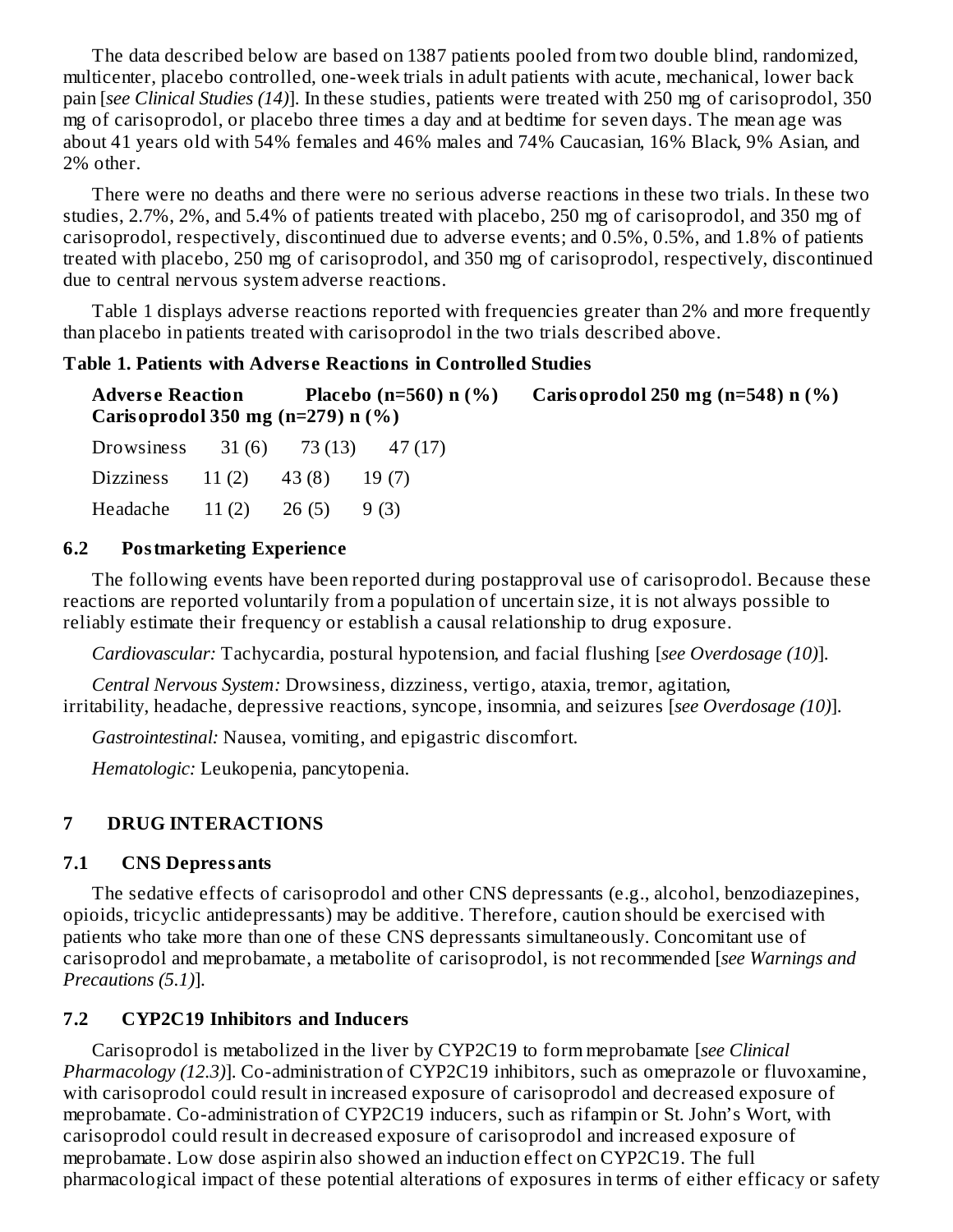The data described below are based on 1387 patients pooled from two double blind, randomized, multicenter, placebo controlled, one-week trials in adult patients with acute, mechanical, lower back pain [*see Clinical Studies (14)*]. In these studies, patients were treated with 250 mg of carisoprodol, 350 mg of carisoprodol, or placebo three times a day and at bedtime for seven days. The mean age was about 41 years old with 54% females and 46% males and 74% Caucasian, 16% Black, 9% Asian, and 2% other.

There were no deaths and there were no serious adverse reactions in these two trials. In these two studies, 2.7%, 2%, and 5.4% of patients treated with placebo, 250 mg of carisoprodol, and 350 mg of carisoprodol, respectively, discontinued due to adverse events; and 0.5%, 0.5%, and 1.8% of patients treated with placebo, 250 mg of carisoprodol, and 350 mg of carisoprodol, respectively, discontinued due to central nervous system adverse reactions.

Table 1 displays adverse reactions reported with frequencies greater than 2% and more frequently than placebo in patients treated with carisoprodol in the two trials described above.

**Table 1. Patients with Adverse Reactions in Controlled Studies**

| Adverse Reaction | Placebo (n=560) n (%) | Carisoprodol 250 mg (n=548) n (%) | Carisoprodol 350 mg (n=279) n (%) |
|---|---|---|---|
| Drowsiness | 31 (6) | 73 (13) | 47 (17) |
| Dizziness | 11 (2) | 43 (8) | 19 (7) |
| Headache | 11 (2) | 26 (5) | 9 (3) |

### 6.2 Postmarketing Experience

The following events have been reported during postapproval use of carisoprodol. Because these reactions are reported voluntarily from a population of uncertain size, it is not always possible to reliably estimate their frequency or establish a causal relationship to drug exposure.

*Cardiovascular:* Tachycardia, postural hypotension, and facial flushing [*see Overdosage (10)*].

*Central Nervous System:* Drowsiness, dizziness, vertigo, ataxia, tremor, agitation, irritability, headache, depressive reactions, syncope, insomnia, and seizures [*see Overdosage (10)*].

*Gastrointestinal:* Nausea, vomiting, and epigastric discomfort.

*Hematologic:* Leukopenia, pancytopenia.

## 7 DRUG INTERACTIONS

### 7.1 CNS Depressants

The sedative effects of carisoprodol and other CNS depressants (e.g., alcohol, benzodiazepines, opioids, tricyclic antidepressants) may be additive. Therefore, caution should be exercised with patients who take more than one of these CNS depressants simultaneously. Concomitant use of carisoprodol and meprobamate, a metabolite of carisoprodol, is not recommended [*see Warnings and Precautions (5.1)*].

### 7.2 CYP2C19 Inhibitors and Inducers

Carisoprodol is metabolized in the liver by CYP2C19 to form meprobamate [*see Clinical Pharmacology (12.3)*]. Co-administration of CYP2C19 inhibitors, such as omeprazole or fluvoxamine, with carisoprodol could result in increased exposure of carisoprodol and decreased exposure of meprobamate. Co-administration of CYP2C19 inducers, such as rifampin or St. John's Wort, with carisoprodol could result in decreased exposure of carisoprodol and increased exposure of meprobamate. Low dose aspirin also showed an induction effect on CYP2C19. The full pharmacological impact of these potential alterations of exposures in terms of either efficacy or safety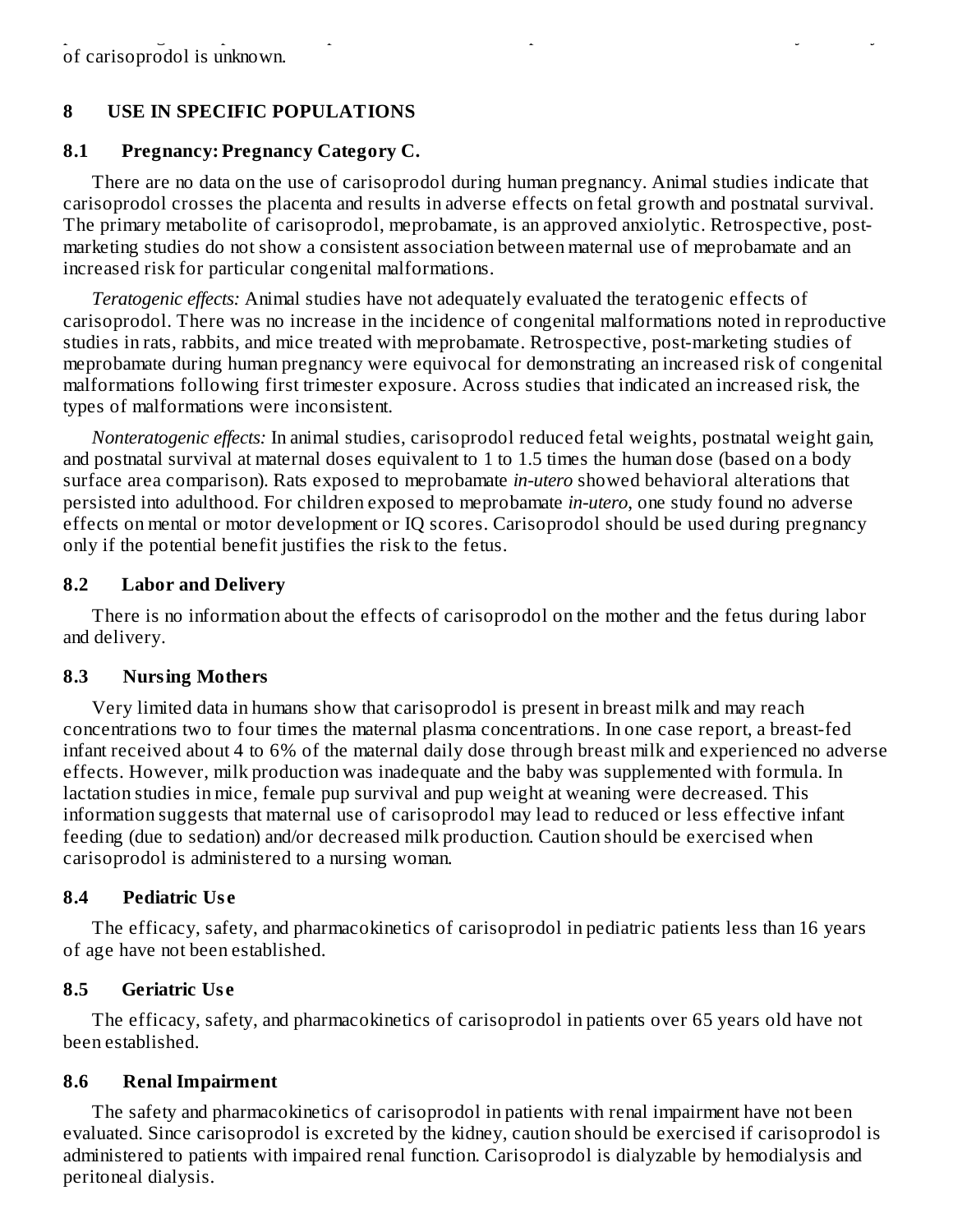of carisoprodol is unknown.

## 8 USE IN SPECIFIC POPULATIONS

### 8.1 Pregnancy: Pregnancy Category C.

There are no data on the use of carisoprodol during human pregnancy. Animal studies indicate that carisoprodol crosses the placenta and results in adverse effects on fetal growth and postnatal survival. The primary metabolite of carisoprodol, meprobamate, is an approved anxiolytic. Retrospective, post-marketing studies do not show a consistent association between maternal use of meprobamate and an increased risk for particular congenital malformations.

*Teratogenic effects:* Animal studies have not adequately evaluated the teratogenic effects of carisoprodol. There was no increase in the incidence of congenital malformations noted in reproductive studies in rats, rabbits, and mice treated with meprobamate. Retrospective, post-marketing studies of meprobamate during human pregnancy were equivocal for demonstrating an increased risk of congenital malformations following first trimester exposure. Across studies that indicated an increased risk, the types of malformations were inconsistent.

*Nonteratogenic effects:* In animal studies, carisoprodol reduced fetal weights, postnatal weight gain, and postnatal survival at maternal doses equivalent to 1 to 1.5 times the human dose (based on a body surface area comparison). Rats exposed to meprobamate *in-utero* showed behavioral alterations that persisted into adulthood. For children exposed to meprobamate *in-utero*, one study found no adverse effects on mental or motor development or IQ scores. Carisoprodol should be used during pregnancy only if the potential benefit justifies the risk to the fetus.

### 8.2 Labor and Delivery

There is no information about the effects of carisoprodol on the mother and the fetus during labor and delivery.

### 8.3 Nursing Mothers

Very limited data in humans show that carisoprodol is present in breast milk and may reach concentrations two to four times the maternal plasma concentrations. In one case report, a breast-fed infant received about 4 to 6% of the maternal daily dose through breast milk and experienced no adverse effects. However, milk production was inadequate and the baby was supplemented with formula. In lactation studies in mice, female pup survival and pup weight at weaning were decreased. This information suggests that maternal use of carisoprodol may lead to reduced or less effective infant feeding (due to sedation) and/or decreased milk production. Caution should be exercised when carisoprodol is administered to a nursing woman.

### 8.4 Pediatric Use

The efficacy, safety, and pharmacokinetics of carisoprodol in pediatric patients less than 16 years of age have not been established.

### 8.5 Geriatric Use

The efficacy, safety, and pharmacokinetics of carisoprodol in patients over 65 years old have not been established.

### 8.6 Renal Impairment

The safety and pharmacokinetics of carisoprodol in patients with renal impairment have not been evaluated. Since carisoprodol is excreted by the kidney, caution should be exercised if carisoprodol is administered to patients with impaired renal function. Carisoprodol is dialyzable by hemodialysis and peritoneal dialysis.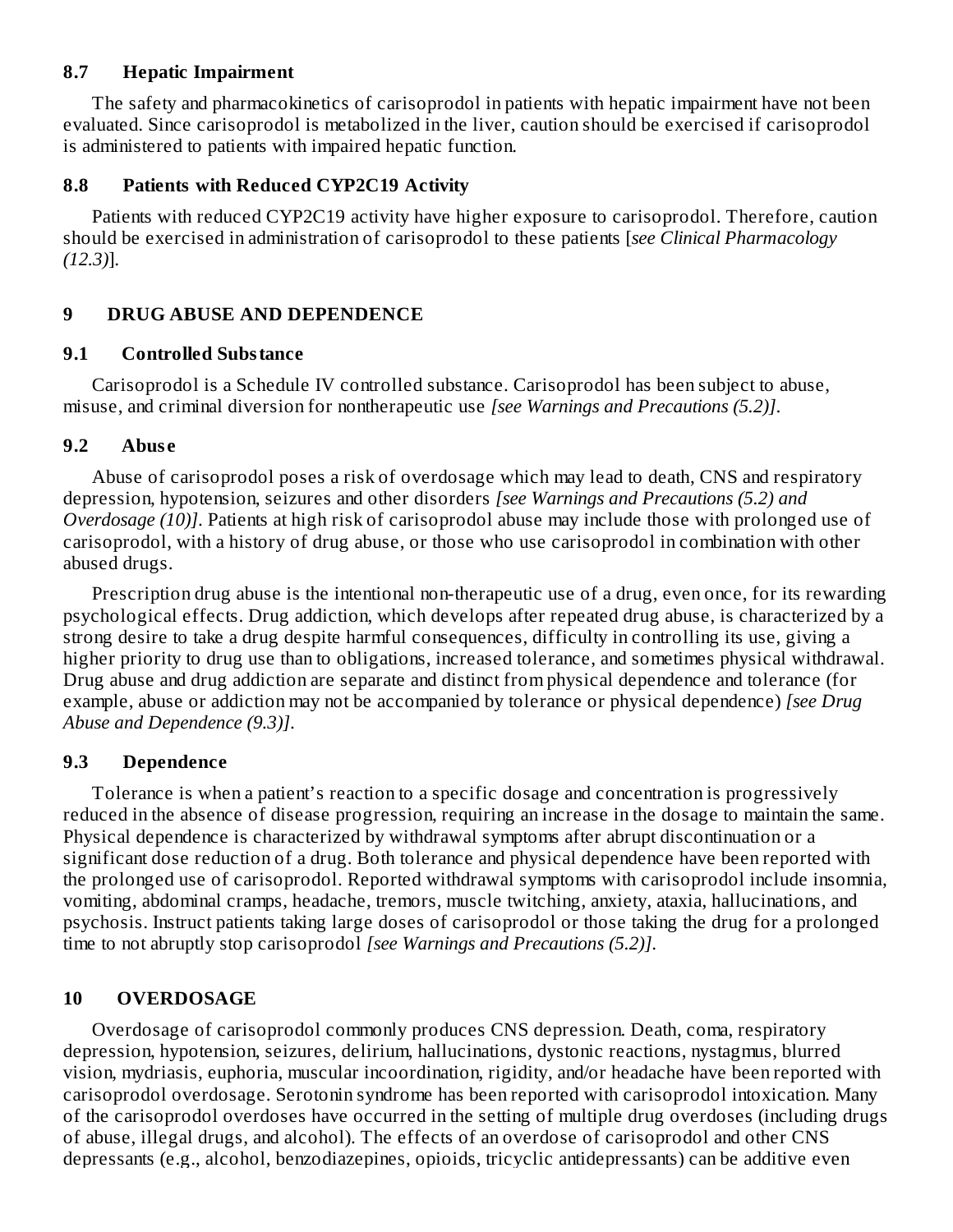### 8.7 Hepatic Impairment

The safety and pharmacokinetics of carisoprodol in patients with hepatic impairment have not been evaluated. Since carisoprodol is metabolized in the liver, caution should be exercised if carisoprodol is administered to patients with impaired hepatic function.

### 8.8 Patients with Reduced CYP2C19 Activity

Patients with reduced CYP2C19 activity have higher exposure to carisoprodol. Therefore, caution should be exercised in administration of carisoprodol to these patients [*see Clinical Pharmacology (12.3)*].

## 9 DRUG ABUSE AND DEPENDENCE

### 9.1 Controlled Substance

Carisoprodol is a Schedule IV controlled substance. Carisoprodol has been subject to abuse, misuse, and criminal diversion for nontherapeutic use *[see Warnings and Precautions (5.2)]*.

### 9.2 Abuse

Abuse of carisoprodol poses a risk of overdosage which may lead to death, CNS and respiratory depression, hypotension, seizures and other disorders *[see Warnings and Precautions (5.2) and Overdosage (10)]*. Patients at high risk of carisoprodol abuse may include those with prolonged use of carisoprodol, with a history of drug abuse, or those who use carisoprodol in combination with other abused drugs.

Prescription drug abuse is the intentional non-therapeutic use of a drug, even once, for its rewarding psychological effects. Drug addiction, which develops after repeated drug abuse, is characterized by a strong desire to take a drug despite harmful consequences, difficulty in controlling its use, giving a higher priority to drug use than to obligations, increased tolerance, and sometimes physical withdrawal. Drug abuse and drug addiction are separate and distinct from physical dependence and tolerance (for example, abuse or addiction may not be accompanied by tolerance or physical dependence) *[see Drug Abuse and Dependence (9.3)]*.

### 9.3 Dependence

Tolerance is when a patient's reaction to a specific dosage and concentration is progressively reduced in the absence of disease progression, requiring an increase in the dosage to maintain the same. Physical dependence is characterized by withdrawal symptoms after abrupt discontinuation or a significant dose reduction of a drug. Both tolerance and physical dependence have been reported with the prolonged use of carisoprodol. Reported withdrawal symptoms with carisoprodol include insomnia, vomiting, abdominal cramps, headache, tremors, muscle twitching, anxiety, ataxia, hallucinations, and psychosis. Instruct patients taking large doses of carisoprodol or those taking the drug for a prolonged time to not abruptly stop carisoprodol *[see Warnings and Precautions (5.2)]*.

## 10 OVERDOSAGE

Overdosage of carisoprodol commonly produces CNS depression. Death, coma, respiratory depression, hypotension, seizures, delirium, hallucinations, dystonic reactions, nystagmus, blurred vision, mydriasis, euphoria, muscular incoordination, rigidity, and/or headache have been reported with carisoprodol overdosage. Serotonin syndrome has been reported with carisoprodol intoxication. Many of the carisoprodol overdoses have occurred in the setting of multiple drug overdoses (including drugs of abuse, illegal drugs, and alcohol). The effects of an overdose of carisoprodol and other CNS depressants (e.g., alcohol, benzodiazepines, opioids, tricyclic antidepressants) can be additive even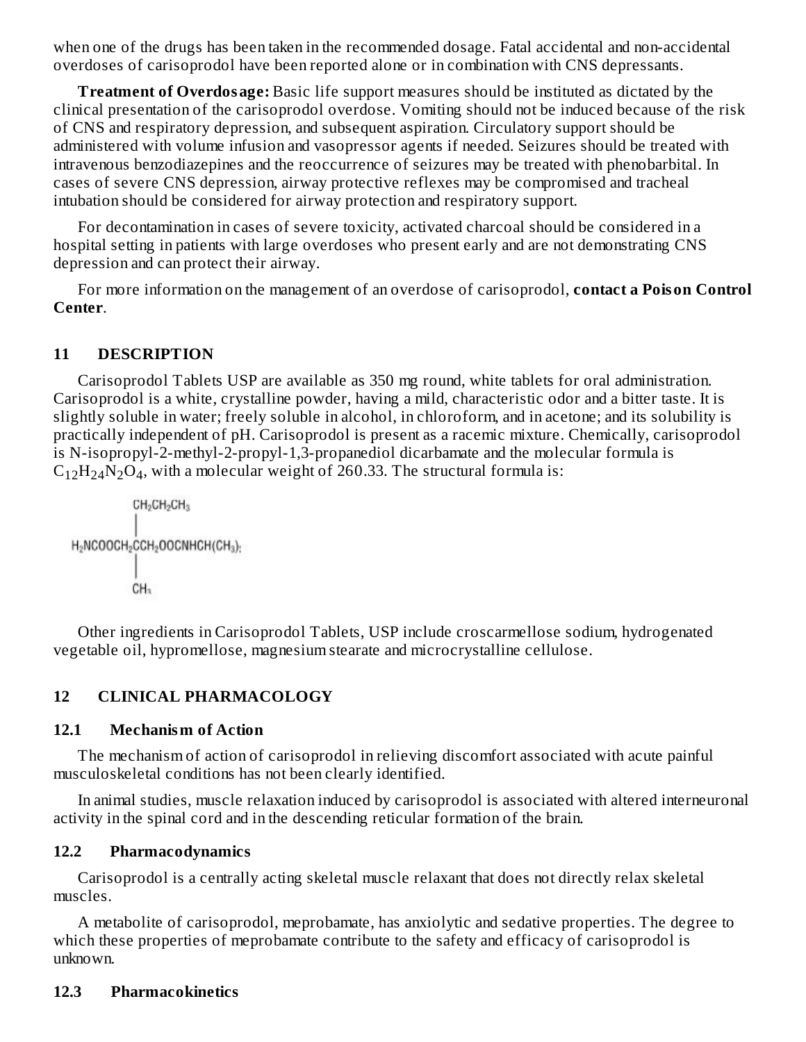when one of the drugs has been taken in the recommended dosage. Fatal accidental and non-accidental overdoses of carisoprodol have been reported alone or in combination with CNS depressants.

**Treatment of Overdosage:** Basic life support measures should be instituted as dictated by the clinical presentation of the carisoprodol overdose. Vomiting should not be induced because of the risk of CNS and respiratory depression, and subsequent aspiration. Circulatory support should be administered with volume infusion and vasopressor agents if needed. Seizures should be treated with intravenous benzodiazepines and the reoccurrence of seizures may be treated with phenobarbital. In cases of severe CNS depression, airway protective reflexes may be compromised and tracheal intubation should be considered for airway protection and respiratory support.

For decontamination in cases of severe toxicity, activated charcoal should be considered in a hospital setting in patients with large overdoses who present early and are not demonstrating CNS depression and can protect their airway.

For more information on the management of an overdose of carisoprodol, **contact a Poison Control Center**.

## 11 DESCRIPTION

Carisoprodol Tablets USP are available as 350 mg round, white tablets for oral administration. Carisoprodol is a white, crystalline powder, having a mild, characteristic odor and a bitter taste. It is slightly soluble in water; freely soluble in alcohol, in chloroform, and in acetone; and its solubility is practically independent of pH. Carisoprodol is present as a racemic mixture. Chemically, carisoprodol is N-isopropyl-2-methyl-2-propyl-1,3-propanediol dicarbamate and the molecular formula is $C_{12}H_{24}N_2O_4$, with a molecular weight of 260.33. The structural formula is:

```
              CH2CH2CH3
              |
H2NCOOCH2CCH2OOCNHCH(CH3)2
              |
              CH3
```

Other ingredients in Carisoprodol Tablets, USP include croscarmellose sodium, hydrogenated vegetable oil, hypromellose, magnesium stearate and microcrystalline cellulose.

## 12 CLINICAL PHARMACOLOGY

### 12.1 Mechanism of Action

The mechanism of action of carisoprodol in relieving discomfort associated with acute painful musculoskeletal conditions has not been clearly identified.

In animal studies, muscle relaxation induced by carisoprodol is associated with altered interneuronal activity in the spinal cord and in the descending reticular formation of the brain.

### 12.2 Pharmacodynamics

Carisoprodol is a centrally acting skeletal muscle relaxant that does not directly relax skeletal muscles.

A metabolite of carisoprodol, meprobamate, has anxiolytic and sedative properties. The degree to which these properties of meprobamate contribute to the safety and efficacy of carisoprodol is unknown.

### 12.3 Pharmacokinetics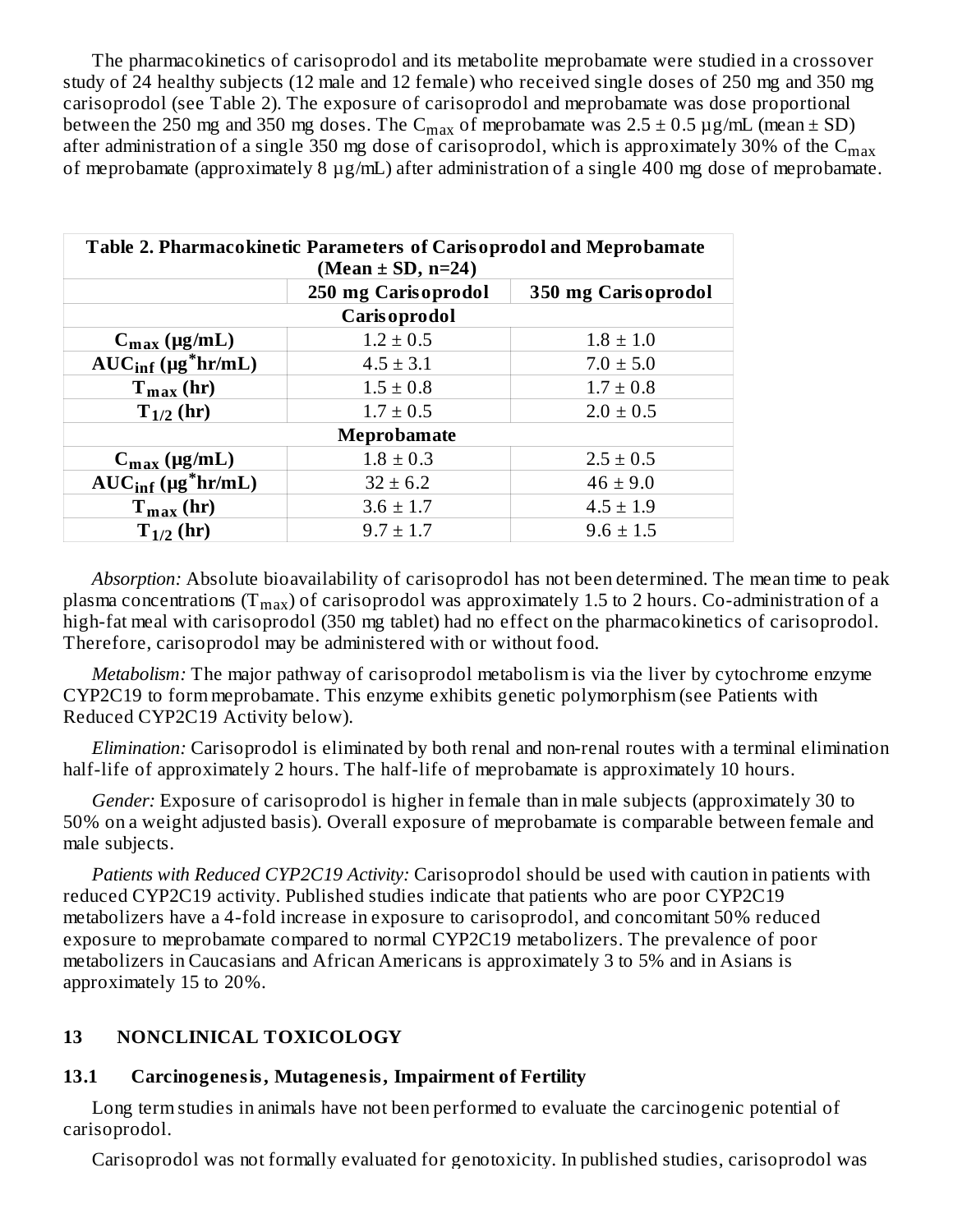The pharmacokinetics of carisoprodol and its metabolite meprobamate were studied in a crossover study of 24 healthy subjects (12 male and 12 female) who received single doses of 250 mg and 350 mg carisoprodol (see Table 2). The exposure of carisoprodol and meprobamate was dose proportional between the 250 mg and 350 mg doses. The $C_{max}$ of meprobamate was 2.5 ± 0.5 µg/mL (mean ± SD) after administration of a single 350 mg dose of carisoprodol, which is approximately 30% of the $C_{max}$ of meprobamate (approximately 8 µg/mL) after administration of a single 400 mg dose of meprobamate.

| Table 2. Pharmacokinetic Parameters of Carisoprodol and Meprobamate (Mean ± SD, n=24) | | |
|---|---|---|
| | **250 mg Carisoprodol** | **350 mg Carisoprodol** |
| **Carisoprodol** | | |
| **$C_{max}$ (µg/mL)** | 1.2 ± 0.5 | 1.8 ± 1.0 |
| **$AUC_{inf}$ (µg*hr/mL)** | 4.5 ± 3.1 | 7.0 ± 5.0 |
| **$T_{max}$ (hr)** | 1.5 ± 0.8 | 1.7 ± 0.8 |
| **$T_{1/2}$ (hr)** | 1.7 ± 0.5 | 2.0 ± 0.5 |
| **Meprobamate** | | |
| **$C_{max}$ (µg/mL)** | 1.8 ± 0.3 | 2.5 ± 0.5 |
| **$AUC_{inf}$ (µg*hr/mL)** | 32 ± 6.2 | 46 ± 9.0 |
| **$T_{max}$ (hr)** | 3.6 ± 1.7 | 4.5 ± 1.9 |
| **$T_{1/2}$ (hr)** | 9.7 ± 1.7 | 9.6 ± 1.5 |

*Absorption:* Absolute bioavailability of carisoprodol has not been determined. The mean time to peak plasma concentrations ($T_{max}$) of carisoprodol was approximately 1.5 to 2 hours. Co-administration of a high-fat meal with carisoprodol (350 mg tablet) had no effect on the pharmacokinetics of carisoprodol. Therefore, carisoprodol may be administered with or without food.

*Metabolism:* The major pathway of carisoprodol metabolism is via the liver by cytochrome enzyme CYP2C19 to form meprobamate. This enzyme exhibits genetic polymorphism (see Patients with Reduced CYP2C19 Activity below).

*Elimination:* Carisoprodol is eliminated by both renal and non-renal routes with a terminal elimination half-life of approximately 2 hours. The half-life of meprobamate is approximately 10 hours.

*Gender:* Exposure of carisoprodol is higher in female than in male subjects (approximately 30 to 50% on a weight adjusted basis). Overall exposure of meprobamate is comparable between female and male subjects.

*Patients with Reduced CYP2C19 Activity:* Carisoprodol should be used with caution in patients with reduced CYP2C19 activity. Published studies indicate that patients who are poor CYP2C19 metabolizers have a 4-fold increase in exposure to carisoprodol, and concomitant 50% reduced exposure to meprobamate compared to normal CYP2C19 metabolizers. The prevalence of poor metabolizers in Caucasians and African Americans is approximately 3 to 5% and in Asians is approximately 15 to 20%.

## 13 NONCLINICAL TOXICOLOGY

### 13.1 Carcinogenesis, Mutagenesis, Impairment of Fertility

Long term studies in animals have not been performed to evaluate the carcinogenic potential of carisoprodol.

Carisoprodol was not formally evaluated for genotoxicity. In published studies, carisoprodol was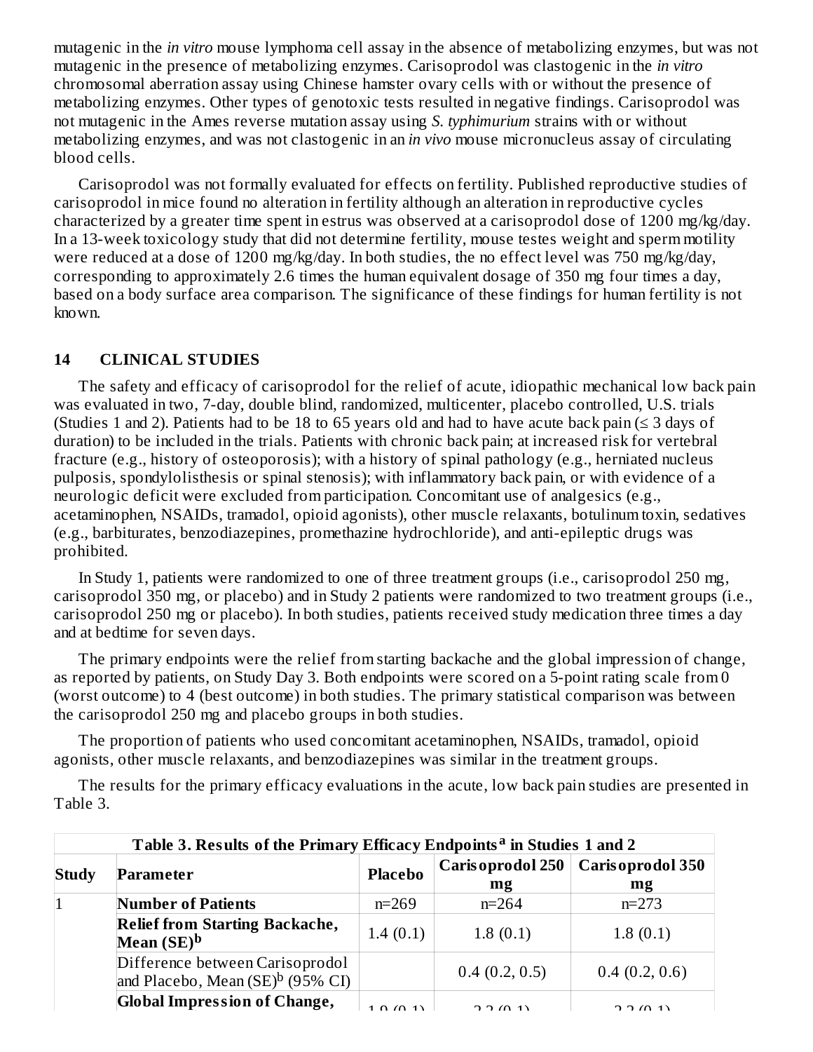mutagenic in the *in vitro* mouse lymphoma cell assay in the absence of metabolizing enzymes, but was not mutagenic in the presence of metabolizing enzymes. Carisoprodol was clastogenic in the *in vitro* chromosomal aberration assay using Chinese hamster ovary cells with or without the presence of metabolizing enzymes. Other types of genotoxic tests resulted in negative findings. Carisoprodol was not mutagenic in the Ames reverse mutation assay using *S. typhimurium* strains with or without metabolizing enzymes, and was not clastogenic in an *in vivo* mouse micronucleus assay of circulating blood cells.

Carisoprodol was not formally evaluated for effects on fertility. Published reproductive studies of carisoprodol in mice found no alteration in fertility although an alteration in reproductive cycles characterized by a greater time spent in estrus was observed at a carisoprodol dose of 1200 mg/kg/day. In a 13-week toxicology study that did not determine fertility, mouse testes weight and sperm motility were reduced at a dose of 1200 mg/kg/day. In both studies, the no effect level was 750 mg/kg/day, corresponding to approximately 2.6 times the human equivalent dosage of 350 mg four times a day, based on a body surface area comparison. The significance of these findings for human fertility is not known.

## 14 CLINICAL STUDIES

The safety and efficacy of carisoprodol for the relief of acute, idiopathic mechanical low back pain was evaluated in two, 7-day, double blind, randomized, multicenter, placebo controlled, U.S. trials (Studies 1 and 2). Patients had to be 18 to 65 years old and had to have acute back pain (≤ 3 days of duration) to be included in the trials. Patients with chronic back pain; at increased risk for vertebral fracture (e.g., history of osteoporosis); with a history of spinal pathology (e.g., herniated nucleus pulposis, spondylolisthesis or spinal stenosis); with inflammatory back pain, or with evidence of a neurologic deficit were excluded from participation. Concomitant use of analgesics (e.g., acetaminophen, NSAIDs, tramadol, opioid agonists), other muscle relaxants, botulinum toxin, sedatives (e.g., barbiturates, benzodiazepines, promethazine hydrochloride), and anti-epileptic drugs was prohibited.

In Study 1, patients were randomized to one of three treatment groups (i.e., carisoprodol 250 mg, carisoprodol 350 mg, or placebo) and in Study 2 patients were randomized to two treatment groups (i.e., carisoprodol 250 mg or placebo). In both studies, patients received study medication three times a day and at bedtime for seven days.

The primary endpoints were the relief from starting backache and the global impression of change, as reported by patients, on Study Day 3. Both endpoints were scored on a 5-point rating scale from 0 (worst outcome) to 4 (best outcome) in both studies. The primary statistical comparison was between the carisoprodol 250 mg and placebo groups in both studies.

The proportion of patients who used concomitant acetaminophen, NSAIDs, tramadol, opioid agonists, other muscle relaxants, and benzodiazepines was similar in the treatment groups.

The results for the primary efficacy evaluations in the acute, low back pain studies are presented in Table 3.

**Table 3. Results of the Primary Efficacy Endpoints[a] in Studies 1 and 2**

| Study | Parameter | Placebo | Carisoprodol 250 mg | Carisoprodol 350 mg |
|---|---|---|---|---|
| 1 | **Number of Patients** | n=269 | n=264 | n=273 |
| | **Relief from Starting Backache, Mean (SE)[b]** | 1.4 (0.1) | 1.8 (0.1) | 1.8 (0.1) |
| | Difference between Carisoprodol and Placebo, Mean (SE)[b] (95% CI) | | 0.4 (0.2, 0.5) | 0.4 (0.2, 0.6) |
| | **Global Impression of Change,** | 1.9 (0.1) | 2.2 (0.1) | 2.2 (0.1) |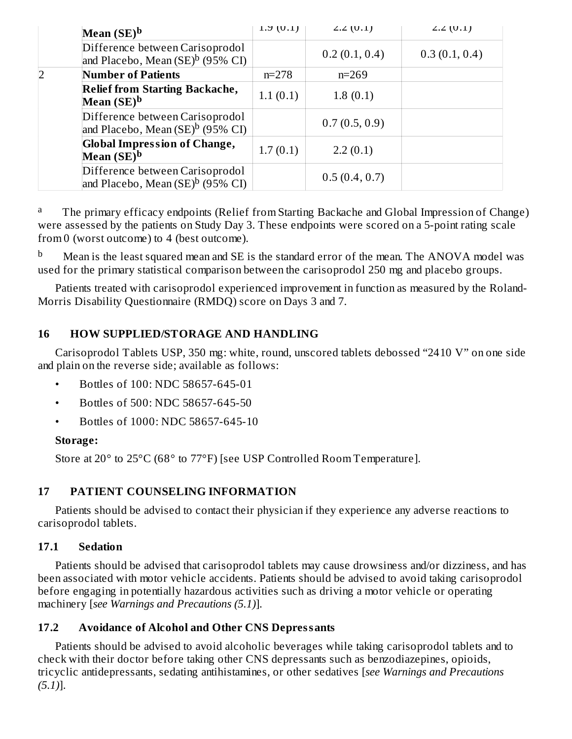| | Mean (SE)[b] | 1.9 (0.1) | 2.2 (0.1) | 2.2 (0.1) |
|---|---|---|---|---|
| | Difference between Carisoprodol and Placebo, Mean (SE)[b] (95% CI) | | 0.2 (0.1, 0.4) | 0.3 (0.1, 0.4) |
| 2 | **Number of Patients** | n=278 | n=269 | |
| | **Relief from Starting Backache, Mean (SE)[b]** | 1.1 (0.1) | 1.8 (0.1) | |
| | Difference between Carisoprodol and Placebo, Mean (SE)[b] (95% CI) | | 0.7 (0.5, 0.9) | |
| | **Global Impression of Change, Mean (SE)[b]** | 1.7 (0.1) | 2.2 (0.1) | |
| | Difference between Carisoprodol and Placebo, Mean (SE)[b] (95% CI) | | 0.5 (0.4, 0.7) | |

[a] The primary efficacy endpoints (Relief from Starting Backache and Global Impression of Change) were assessed by the patients on Study Day 3. These endpoints were scored on a 5-point rating scale from 0 (worst outcome) to 4 (best outcome).

[b] Mean is the least squared mean and SE is the standard error of the mean. The ANOVA model was used for the primary statistical comparison between the carisoprodol 250 mg and placebo groups.

Patients treated with carisoprodol experienced improvement in function as measured by the Roland-Morris Disability Questionnaire (RMDQ) score on Days 3 and 7.

## 16 HOW SUPPLIED/STORAGE AND HANDLING

Carisoprodol Tablets USP, 350 mg: white, round, unscored tablets debossed "2410 V" on one side and plain on the reverse side; available as follows:

- Bottles of 100: NDC 58657-645-01
- Bottles of 500: NDC 58657-645-50
- Bottles of 1000: NDC 58657-645-10

**Storage:**

Store at 20° to 25°C (68° to 77°F) [see USP Controlled Room Temperature].

## 17 PATIENT COUNSELING INFORMATION

Patients should be advised to contact their physician if they experience any adverse reactions to carisoprodol tablets.

### 17.1 Sedation

Patients should be advised that carisoprodol tablets may cause drowsiness and/or dizziness, and has been associated with motor vehicle accidents. Patients should be advised to avoid taking carisoprodol before engaging in potentially hazardous activities such as driving a motor vehicle or operating machinery [*see Warnings and Precautions (5.1)*].

### 17.2 Avoidance of Alcohol and Other CNS Depressants

Patients should be advised to avoid alcoholic beverages while taking carisoprodol tablets and to check with their doctor before taking other CNS depressants such as benzodiazepines, opioids, tricyclic antidepressants, sedating antihistamines, or other sedatives [*see Warnings and Precautions (5.1)*].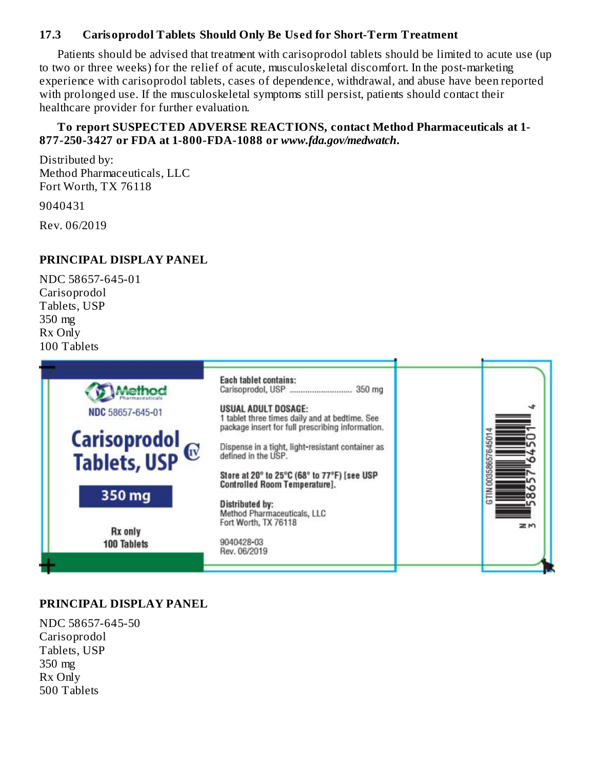### 17.3 Carisoprodol Tablets Should Only Be Used for Short-Term Treatment

Patients should be advised that treatment with carisoprodol tablets should be limited to acute use (up to two or three weeks) for the relief of acute, musculoskeletal discomfort. In the post-marketing experience with carisoprodol tablets, cases of dependence, withdrawal, and abuse have been reported with prolonged use. If the musculoskeletal symptoms still persist, patients should contact their healthcare provider for further evaluation.

**To report SUSPECTED ADVERSE REACTIONS, contact Method Pharmaceuticals at 1-877-250-3427 or FDA at 1-800-FDA-1088 or *www.fda.gov/medwatch*.**

Distributed by:
Method Pharmaceuticals, LLC
Fort Worth, TX 76118

9040431

Rev. 06/2019

**PRINCIPAL DISPLAY PANEL**

NDC 58657-645-01
Carisoprodol
Tablets, USP
350 mg
Rx Only
100 Tablets

Method Pharmaceuticals

NDC 58657-645-01

Carisoprodol Tablets, USP CIV

350 mg

Rx only
100 Tablets

**Each tablet contains:**
Carisoprodol, USP ............................ 350 mg

**USUAL ADULT DOSAGE:**
1 tablet three times daily and at bedtime. See package insert for full prescribing information.

Dispense in a tight, light-resistant container as defined in the USP.

**Store at 20° to 25°C (68° to 77°F) [see USP Controlled Room Temperature].**

**Distributed by:**
Method Pharmaceuticals, LLC
Fort Worth, TX 76118

9040428-03
Rev. 06/2019

GTIN 00358657645014

N 3 58657 64501 4

**PRINCIPAL DISPLAY PANEL**

NDC 58657-645-50
Carisoprodol
Tablets, USP
350 mg
Rx Only
500 Tablets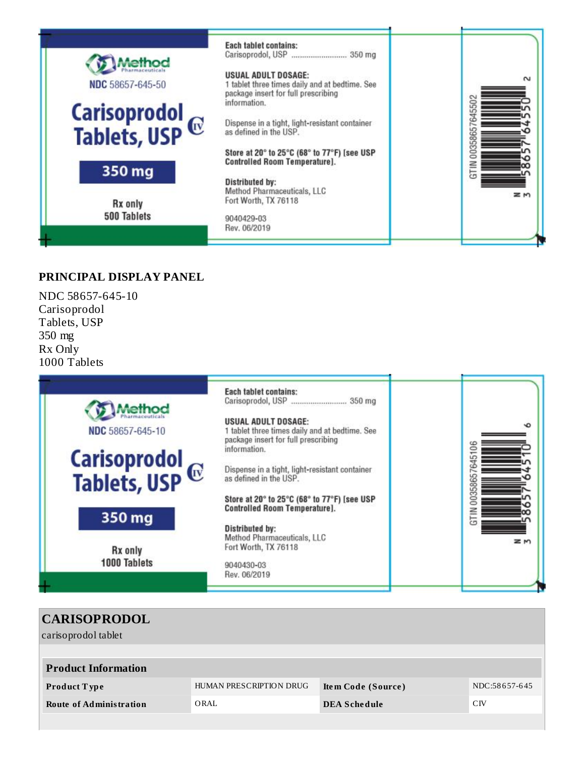Method Pharmaceuticals

NDC 58657-645-50

**Carisoprodol Tablets, USP** CIV

**350 mg**

Rx only

500 Tablets

**Each tablet contains:**
Carisoprodol, USP .......................... 350 mg

**USUAL ADULT DOSAGE:**
1 tablet three times daily and at bedtime. See package insert for full prescribing information.

Dispense in a tight, light-resistant container as defined in the USP.

**Store at 20° to 25°C (68° to 77°F) [see USP Controlled Room Temperature].**

**Distributed by:**
Method Pharmaceuticals, LLC
Fort Worth, TX 76118

9040429-03
Rev. 06/2019

GTIN 00358657645502

3 58657 64550 2

## PRINCIPAL DISPLAY PANEL

NDC 58657-645-10
Carisoprodol
Tablets, USP
350 mg
Rx Only
1000 Tablets

Method Pharmaceuticals

NDC 58657-645-10

**Carisoprodol Tablets, USP** CIV

**350 mg**

Rx only

1000 Tablets

**Each tablet contains:**
Carisoprodol, USP .......................... 350 mg

**USUAL ADULT DOSAGE:**
1 tablet three times daily and at bedtime. See package insert for full prescribing information.

Dispense in a tight, light-resistant container as defined in the USP.

**Store at 20° to 25°C (68° to 77°F) [see USP Controlled Room Temperature].**

**Distributed by:**
Method Pharmaceuticals, LLC
Fort Worth, TX 76118

9040430-03
Rev. 06/2019

GTIN 00358657645106

3 58657 64510 6

## CARISOPRODOL

carisoprodol tablet

| **Product Information** | | | |
|---|---|---|---|
| **Product Type** | HUMAN PRESCRIPTION DRUG | **Item Code (Source)** | NDC:58657-645 |
| **Route of Administration** | ORAL | **DEA Schedule** | CIV |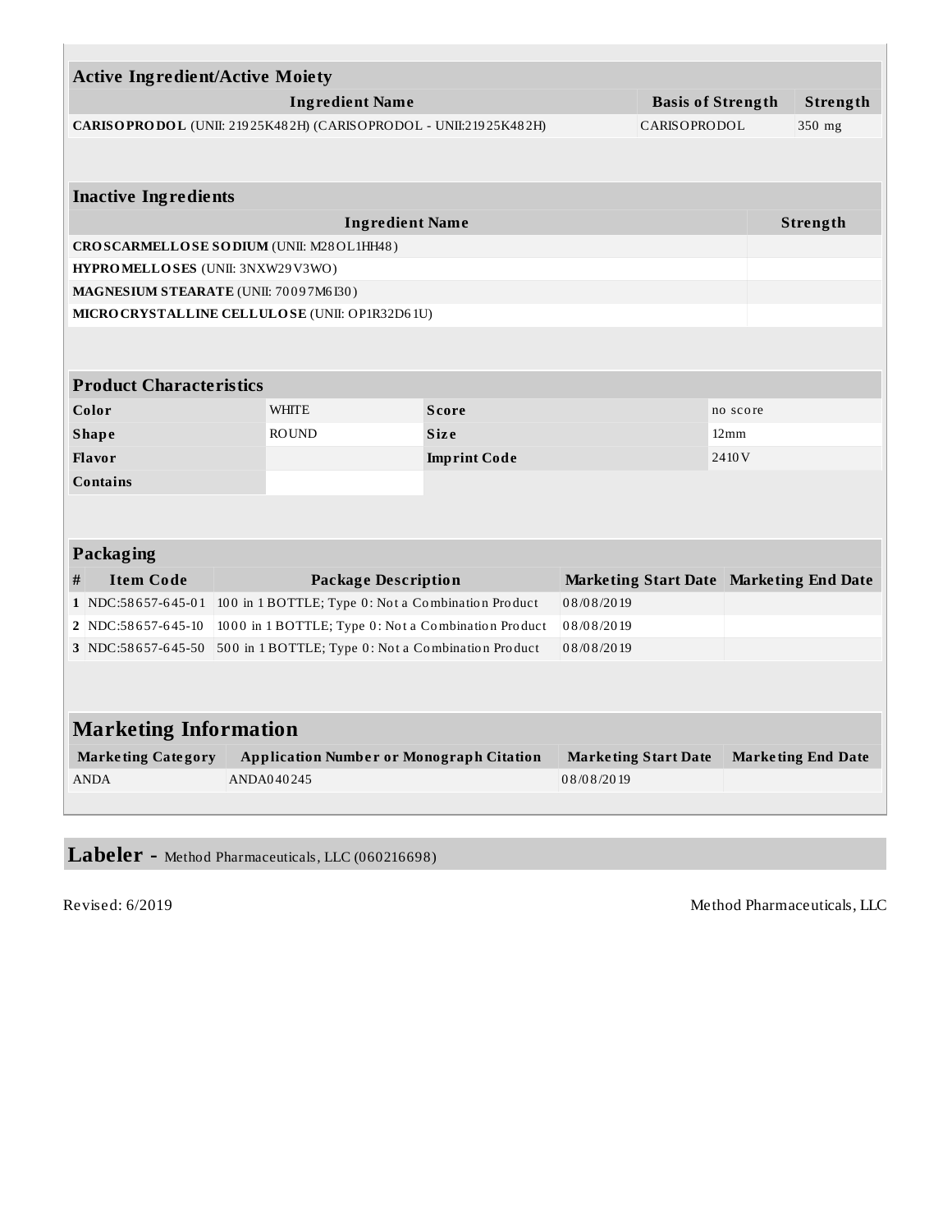| Active Ingredient/Active Moiety | | |
|---|---|---|
| **Ingredient Name** | **Basis of Strength** | **Strength** |
| **CARISOPRODOL** (UNII: 21925K482H) (CARISOPRODOL - UNII:21925K482H) | CARISOPRODOL | 350 mg |

| Inactive Ingredients | |
|---|---|
| **Ingredient Name** | **Strength** |
| **CROSCARMELLOSE SODIUM** (UNII: M28OL1HH48) | |
| **HYPROMELLOSES** (UNII: 3NXW29V3WO) | |
| **MAGNESIUM STEARATE** (UNII: 70097M6I30) | |
| **MICROCRYSTALLINE CELLULOSE** (UNII: OP1R32D61U) | |

| Product Characteristics | | | |
|---|---|---|---|
| **Color** | WHITE | **Score** | no score |
| **Shape** | ROUND | **Size** | 12mm |
| **Flavor** | | **Imprint Code** | 2410V |
| **Contains** | | | |

| Packaging | | | | |
|---|---|---|---|---|
| **#** | **Item Code** | **Package Description** | **Marketing Start Date** | **Marketing End Date** |
| 1 | NDC:58657-645-01 | 100 in 1 BOTTLE; Type 0: Not a Combination Product | 08/08/2019 | |
| 2 | NDC:58657-645-10 | 1000 in 1 BOTTLE; Type 0: Not a Combination Product | 08/08/2019 | |
| 3 | NDC:58657-645-50 | 500 in 1 BOTTLE; Type 0: Not a Combination Product | 08/08/2019 | |

| Marketing Information | | | |
|---|---|---|---|
| **Marketing Category** | **Application Number or Monograph Citation** | **Marketing Start Date** | **Marketing End Date** |
| ANDA | ANDA040245 | 08/08/2019 | |

**Labeler -** Method Pharmaceuticals, LLC (060216698)

Revised: 6/2019

Method Pharmaceuticals, LLC